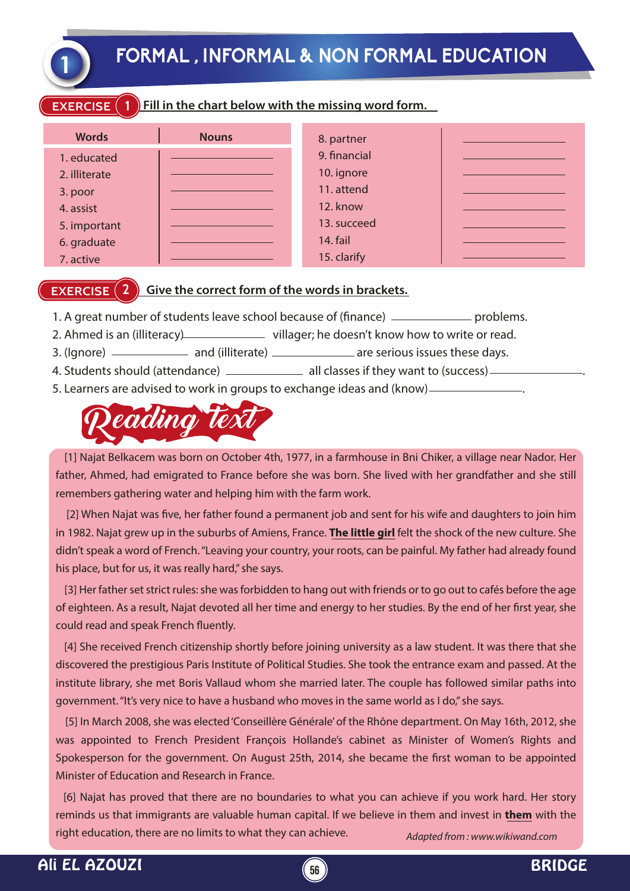# 1 FORMAL , INFORMAL & NON FORMAL EDUCATION

## EXERCISE 1 Fill in the chart below with the missing word form.

| Words | Nouns | Words | Nouns |
|---|---|---|---|
| 1. educated | ____________ | 8. partner | ____________ |
| 2. illiterate | ____________ | 9. financial | ____________ |
| 3. poor | ____________ | 10. ignore | ____________ |
| 4. assist | ____________ | 11. attend | ____________ |
| 5. important | ____________ | 12. know | ____________ |
| 6. graduate | ____________ | 13. succeed | ____________ |
| 7. active | ____________ | 14. fail | ____________ |
| | | 15. clarify | ____________ |

## EXERCISE 2 Give the correct form of the words in brackets.

1. A great number of students leave school because of (finance) ____________ problems.
2. Ahmed is an (illiteracy)____________ villager; he doesn't know how to write or read.
3. (Ignore) ____________ and (illiterate) ____________ are serious issues these days.
4. Students should (attendance) ____________ all classes if they want to (success)____________.
5. Learners are advised to work in groups to exchange ideas and (know)____________.

## Reading text

[1] Najat Belkacem was born on October 4th, 1977, in a farmhouse in Bni Chiker, a village near Nador. Her father, Ahmed, had emigrated to France before she was born. She lived with her grandfather and she still remembers gathering water and helping him with the farm work.

[2] When Najat was five, her father found a permanent job and sent for his wife and daughters to join him in 1982. Najat grew up in the suburbs of Amiens, France. **The little girl** felt the shock of the new culture. She didn't speak a word of French. "Leaving your country, your roots, can be painful. My father had already found his place, but for us, it was really hard," she says.

[3] Her father set strict rules: she was forbidden to hang out with friends or to go out to cafés before the age of eighteen. As a result, Najat devoted all her time and energy to her studies. By the end of her first year, she could read and speak French fluently.

[4] She received French citizenship shortly before joining university as a law student. It was there that she discovered the prestigious Paris Institute of Political Studies. She took the entrance exam and passed. At the institute library, she met Boris Vallaud whom she married later. The couple has followed similar paths into government. "It's very nice to have a husband who moves in the same world as I do," she says.

[5] In March 2008, she was elected 'Conseillère Générale' of the Rhône department. On May 16th, 2012, she was appointed to French President François Hollande's cabinet as Minister of Women's Rights and Spokesperson for the government. On August 25th, 2014, she became the first woman to be appointed Minister of Education and Research in France.

[6] Najat has proved that there are no boundaries to what you can achieve if you work hard. Her story reminds us that immigrants are valuable human capital. If we believe in them and invest in **them** with the right education, there are no limits to what they can achieve.

*Adapted from : www.wikiwand.com*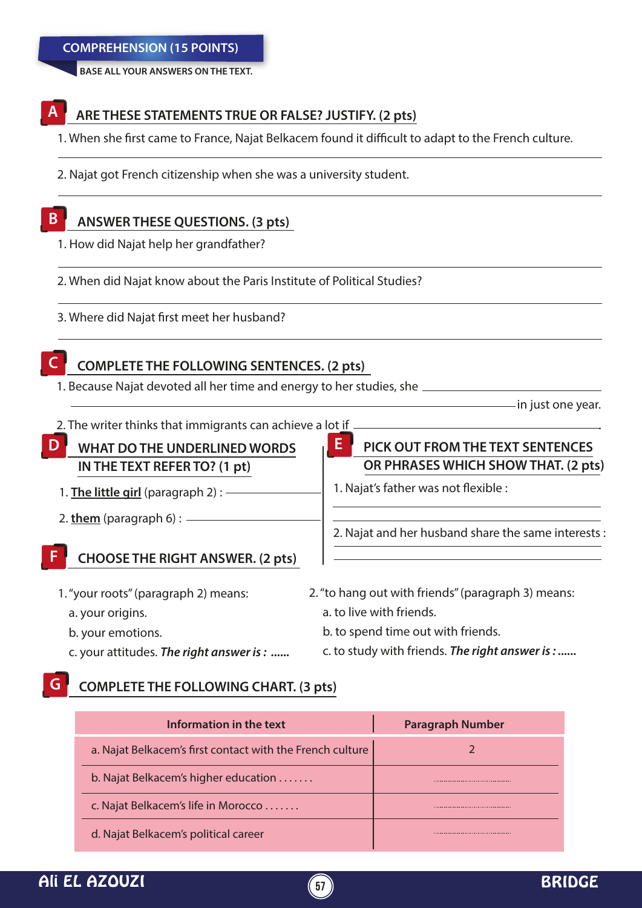## COMPREHENSION (15 POINTS)

**BASE ALL YOUR ANSWERS ON THE TEXT.**

### A ARE THESE STATEMENTS TRUE OR FALSE? JUSTIFY. (2 pts)

1. When she first came to France, Najat Belkacem found it difficult to adapt to the French culture.

______________________________________________

2. Najat got French citizenship when she was a university student.

______________________________________________

### B ANSWER THESE QUESTIONS. (3 pts)

1. How did Najat help her grandfather?

______________________________________________

2. When did Najat know about the Paris Institute of Political Studies?

______________________________________________

3. Where did Najat first meet her husband?

______________________________________________

### C COMPLETE THE FOLLOWING SENTENCES. (2 pts)

1. Because Najat devoted all her time and energy to her studies, she ______________________________________________ in just one year.

2. The writer thinks that immigrants can achieve a lot if ______________________________________________.

### D WHAT DO THE UNDERLINED WORDS IN THE TEXT REFER TO? (1 pt)

1. **The little girl** (paragraph 2) : ______________

2. **them** (paragraph 6) : ______________

### E PICK OUT FROM THE TEXT SENTENCES OR PHRASES WHICH SHOW THAT. (2 pts)

1. Najat's father was not flexible :

______________________________________________

______________________________________________

2. Najat and her husband share the same interests :

______________________________________________

______________________________________________

### F CHOOSE THE RIGHT ANSWER. (2 pts)

1. "your roots" (paragraph 2) means:
   a. your origins.
   b. your emotions.
   c. your attitudes. ***The right answer is : ......***

2. "to hang out with friends" (paragraph 3) means:
   a. to live with friends.
   b. to spend time out with friends.
   c. to study with friends. ***The right answer is : ......***

### G COMPLETE THE FOLLOWING CHART. (3 pts)

| Information in the text | Paragraph Number |
|---|---|
| a. Najat Belkacem's first contact with the French culture | 2 |
| b. Najat Belkacem's higher education ....... | .................. |
| c. Najat Belkacem's life in Morocco ....... | .................. |
| d. Najat Belkacem's political career | .................. |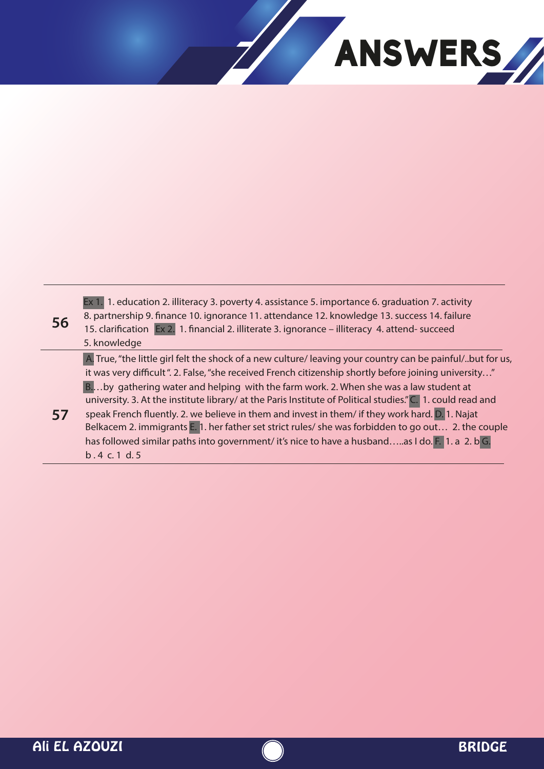# ANSWERS

| | |
|---|---|
| 56 | Ex 1. 1. education 2. illiteracy 3. poverty 4. assistance 5. importance 6. graduation 7. activity 8. partnership 9. finance 10. ignorance 11. attendance 12. knowledge 13. success 14. failure 15. clarification Ex 2. 1. financial 2. illiterate 3. ignorance – illiteracy 4. attend- succeed 5. knowledge |
| 57 | A. True, "the little girl felt the shock of a new culture/ leaving your country can be painful/..but for us, it was very difficult". 2. False, "she received French citizenship shortly before joining university…" B. …by gathering water and helping with the farm work. 2. When she was a law student at university. 3. At the institute library/ at the Paris Institute of Political studies." C. 1. could read and speak French fluently. 2. we believe in them and invest in them/ if they work hard. D. 1. Najat Belkacem 2. immigrants E. 1. her father set strict rules/ she was forbidden to go out… 2. the couple has followed similar paths into government/ it's nice to have a husband…..as I do. F. 1. a 2. b G. b . 4 c. 1 d. 5 |